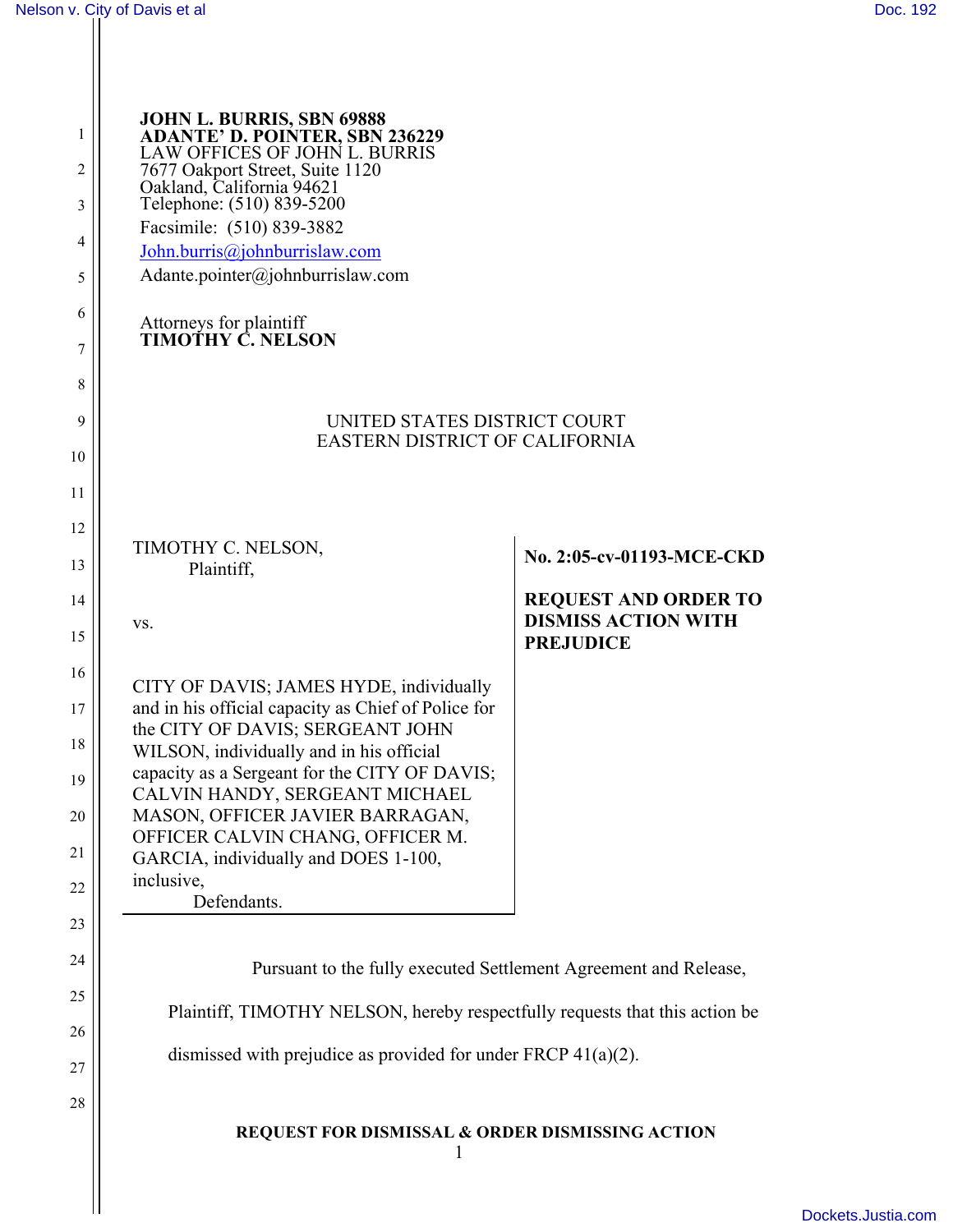**JOHN L. BURRIS, SBN 69888**
**ADANTE' D. POINTER, SBN 236229**
LAW OFFICES OF JOHN L. BURRIS
7677 Oakport Street, Suite 1120
Oakland, California 94621
Telephone: (510) 839-5200
Facsimile: (510) 839-3882
John.burris@johnburrislaw.com
Adante.pointer@johnburrislaw.com

Attorneys for plaintiff
**TIMOTHY C. NELSON**

UNITED STATES DISTRICT COURT
EASTERN DISTRICT OF CALIFORNIA

| | |
|---|---|
| TIMOTHY C. NELSON,<br>Plaintiff,<br><br>vs.<br><br>CITY OF DAVIS; JAMES HYDE, individually and in his official capacity as Chief of Police for the CITY OF DAVIS; SERGEANT JOHN WILSON, individually and in his official capacity as a Sergeant for the CITY OF DAVIS; CALVIN HANDY, SERGEANT MICHAEL MASON, OFFICER JAVIER BARRAGAN, OFFICER CALVIN CHANG, OFFICER M. GARCIA, individually and DOES 1-100, inclusive,<br>Defendants. | **No. 2:05-cv-01193-MCE-CKD**<br><br>**REQUEST AND ORDER TO DISMISS ACTION WITH PREJUDICE** |

Pursuant to the fully executed Settlement Agreement and Release, Plaintiff, TIMOTHY NELSON, hereby respectfully requests that this action be dismissed with prejudice as provided for under FRCP 41(a)(2).

**REQUEST FOR DISMISSAL & ORDER DISMISSING ACTION**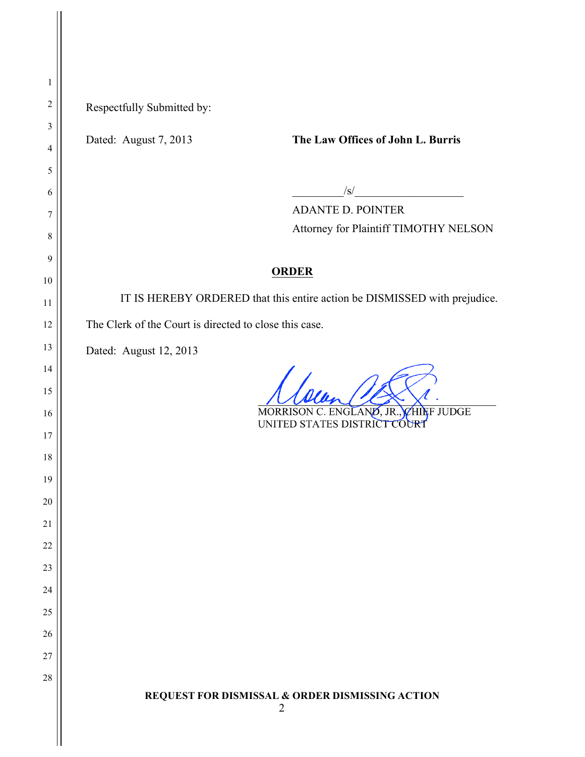Respectfully Submitted by:

Dated: August 7, 2013

**The Law Offices of John L. Burris**

\_\_\_\_\_\_\_\_\_/s/\_\_\_\_\_\_\_\_\_\_\_\_\_\_\_\_\_\_\_

ADANTE D. POINTER
Attorney for Plaintiff TIMOTHY NELSON

**ORDER**

IT IS HEREBY ORDERED that this entire action be DISMISSED with prejudice. The Clerk of the Court is directed to close this case.

Dated: August 12, 2013

MORRISON C. ENGLAND, JR., CHIEF JUDGE
UNITED STATES DISTRICT COURT

**REQUEST FOR DISMISSAL & ORDER DISMISSING ACTION**